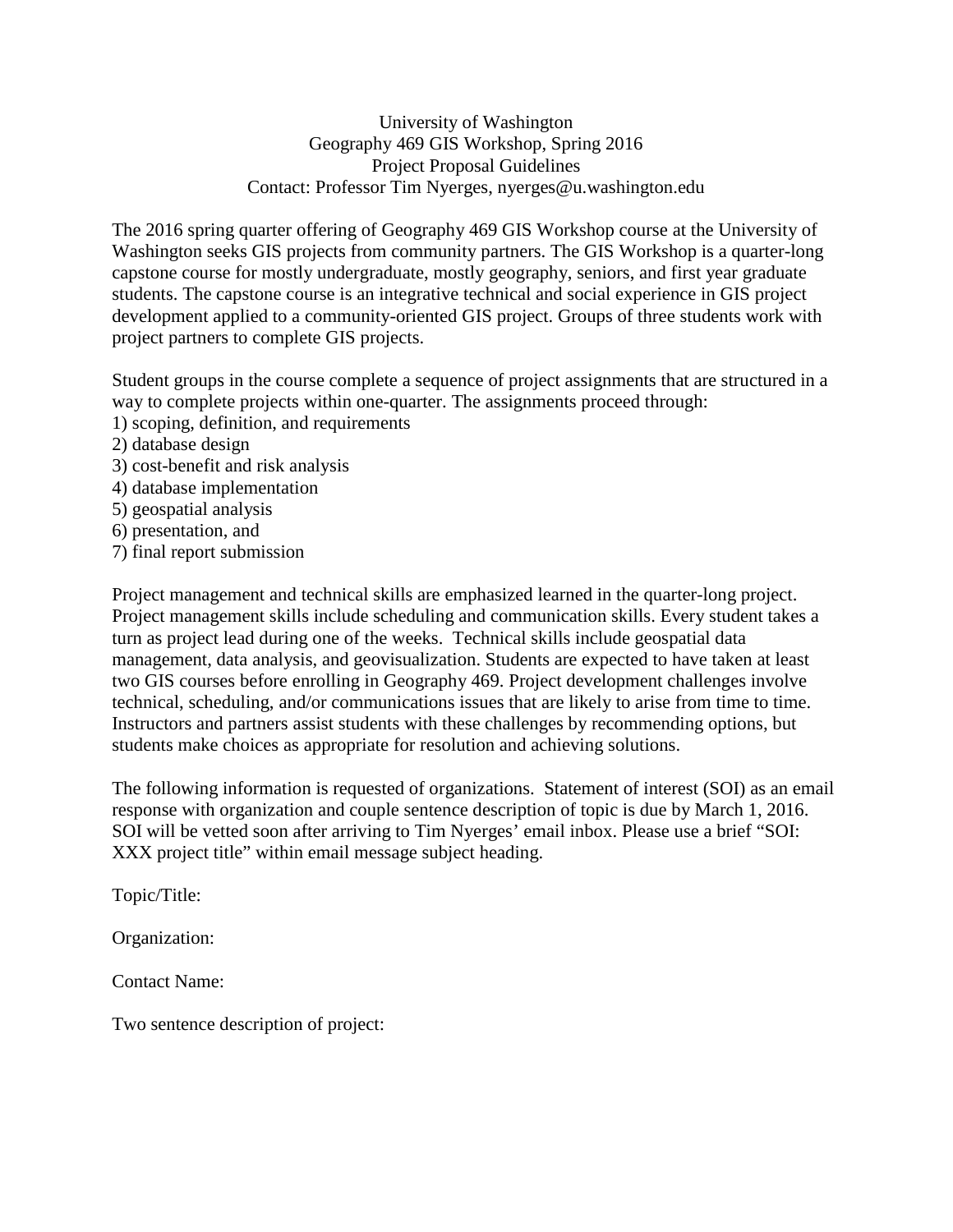University of Washington
Geography 469 GIS Workshop, Spring 2016
Project Proposal Guidelines
Contact: Professor Tim Nyerges, nyerges@u.washington.edu

The 2016 spring quarter offering of Geography 469 GIS Workshop course at the University of Washington seeks GIS projects from community partners. The GIS Workshop is a quarter-long capstone course for mostly undergraduate, mostly geography, seniors, and first year graduate students. The capstone course is an integrative technical and social experience in GIS project development applied to a community-oriented GIS project. Groups of three students work with project partners to complete GIS projects.

Student groups in the course complete a sequence of project assignments that are structured in a way to complete projects within one-quarter. The assignments proceed through:
1) scoping, definition, and requirements
2) database design
3) cost-benefit and risk analysis
4) database implementation
5) geospatial analysis
6) presentation, and
7) final report submission

Project management and technical skills are emphasized learned in the quarter-long project. Project management skills include scheduling and communication skills. Every student takes a turn as project lead during one of the weeks. Technical skills include geospatial data management, data analysis, and geovisualization. Students are expected to have taken at least two GIS courses before enrolling in Geography 469. Project development challenges involve technical, scheduling, and/or communications issues that are likely to arise from time to time. Instructors and partners assist students with these challenges by recommending options, but students make choices as appropriate for resolution and achieving solutions.

The following information is requested of organizations. Statement of interest (SOI) as an email response with organization and couple sentence description of topic is due by March 1, 2016. SOI will be vetted soon after arriving to Tim Nyerges' email inbox. Please use a brief "SOI: XXX project title" within email message subject heading.

Topic/Title:

Organization:

Contact Name:

Two sentence description of project: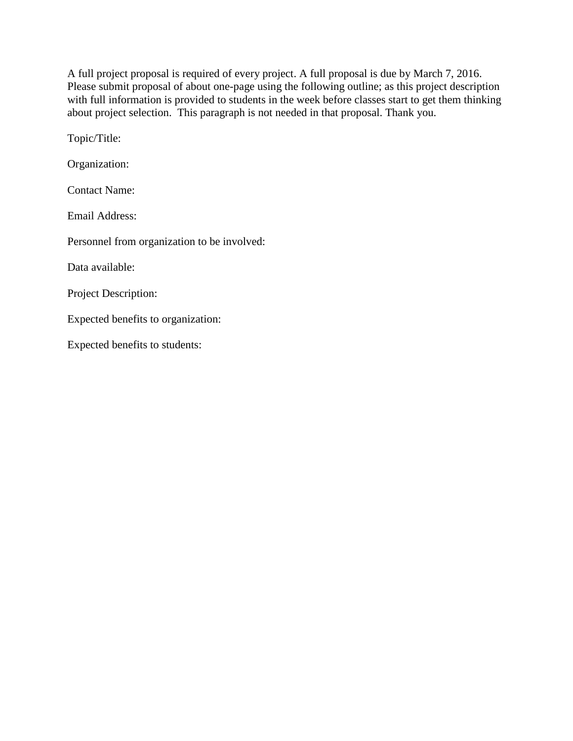A full project proposal is required of every project. A full proposal is due by March 7, 2016. Please submit proposal of about one-page using the following outline; as this project description with full information is provided to students in the week before classes start to get them thinking about project selection.  This paragraph is not needed in that proposal. Thank you.

Topic/Title:

Organization:

Contact Name:

Email Address:

Personnel from organization to be involved:

Data available:

Project Description:

Expected benefits to organization:

Expected benefits to students: